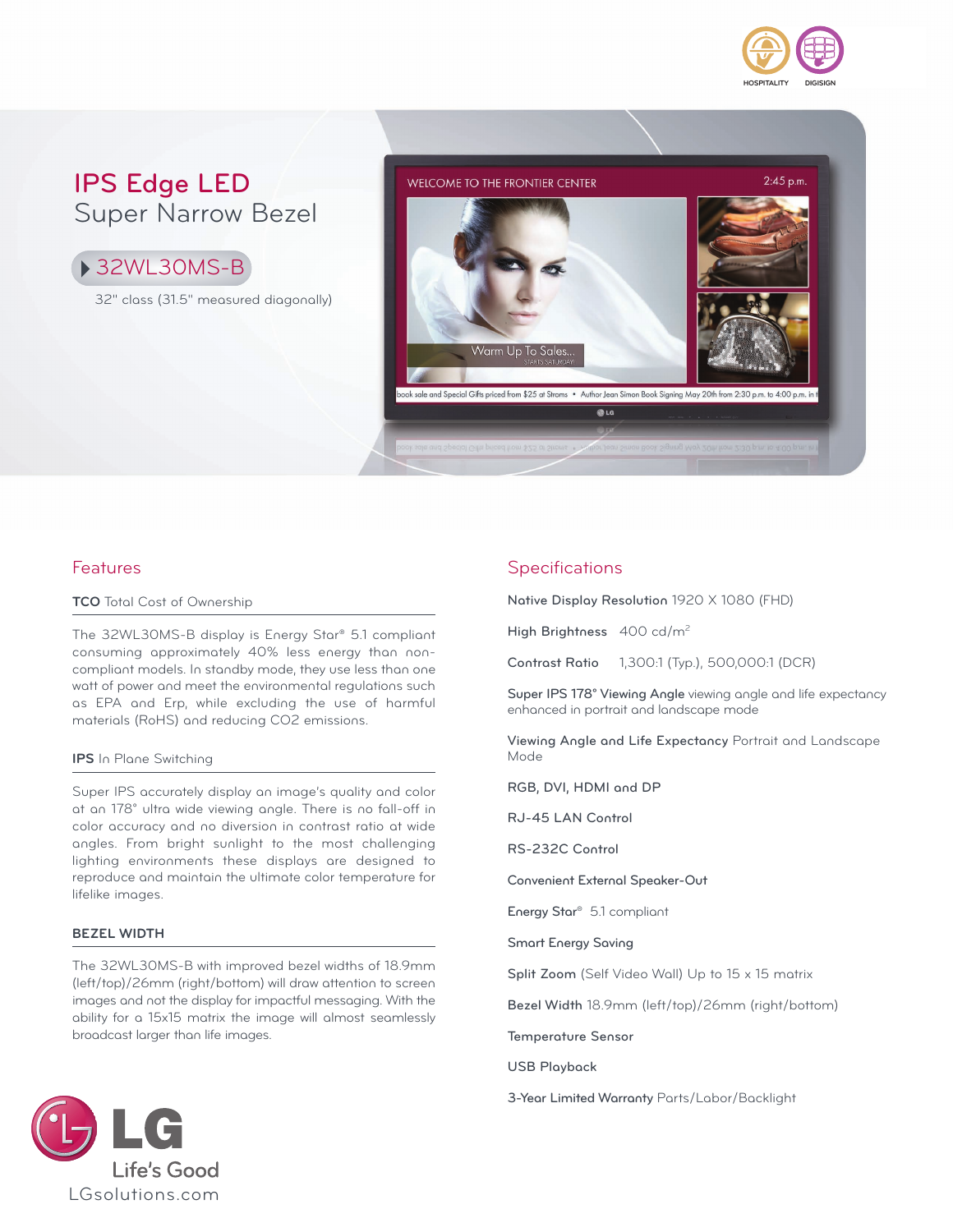HOSPITALITY DIGISIGN

# IPS Edge LED

## Super Narrow Bezel

### 32WL30MS-B

32" class (31.5" measured diagonally)

## Features

**TCO** Total Cost of Ownership

The 32WL30MS-B display is Energy Star® 5.1 compliant consuming approximately 40% less energy than non-compliant models. In standby mode, they use less than one watt of power and meet the environmental regulations such as EPA and Erp, while excluding the use of harmful materials (RoHS) and reducing CO2 emissions.

**IPS** In Plane Switching

Super IPS accurately display an image's quality and color at an 178° ultra wide viewing angle. There is no fall-off in color accuracy and no diversion in contrast ratio at wide angles. From bright sunlight to the most challenging lighting environments these displays are designed to reproduce and maintain the ultimate color temperature for lifelike images.

**BEZEL WIDTH**

The 32WL30MS-B with improved bezel widths of 18.9mm (left/top)/26mm (right/bottom) will draw attention to screen images and not the display for impactful messaging. With the ability for a 15x15 matrix the image will almost seamlessly broadcast larger than life images.

## Specifications

**Native Display Resolution** 1920 X 1080 (FHD)

**High Brightness** 400 cd/m$^2$

**Contrast Ratio** 1,300:1 (Typ.), 500,000:1 (DCR)

**Super IPS 178° Viewing Angle** viewing angle and life expectancy enhanced in portrait and landscape mode

**Viewing Angle and Life Expectancy** Portrait and Landscape Mode

**RGB, DVI, HDMI and DP**

**RJ-45 LAN Control**

**RS-232C Control**

**Convenient External Speaker-Out**

**Energy Star®** 5.1 compliant

**Smart Energy Saving**

**Split Zoom** (Self Video Wall) Up to 15 x 15 matrix

**Bezel Width** 18.9mm (left/top)/26mm (right/bottom)

**Temperature Sensor**

**USB Playback**

**3-Year Limited Warranty** Parts/Labor/Backlight

LG Life's Good

LGsolutions.com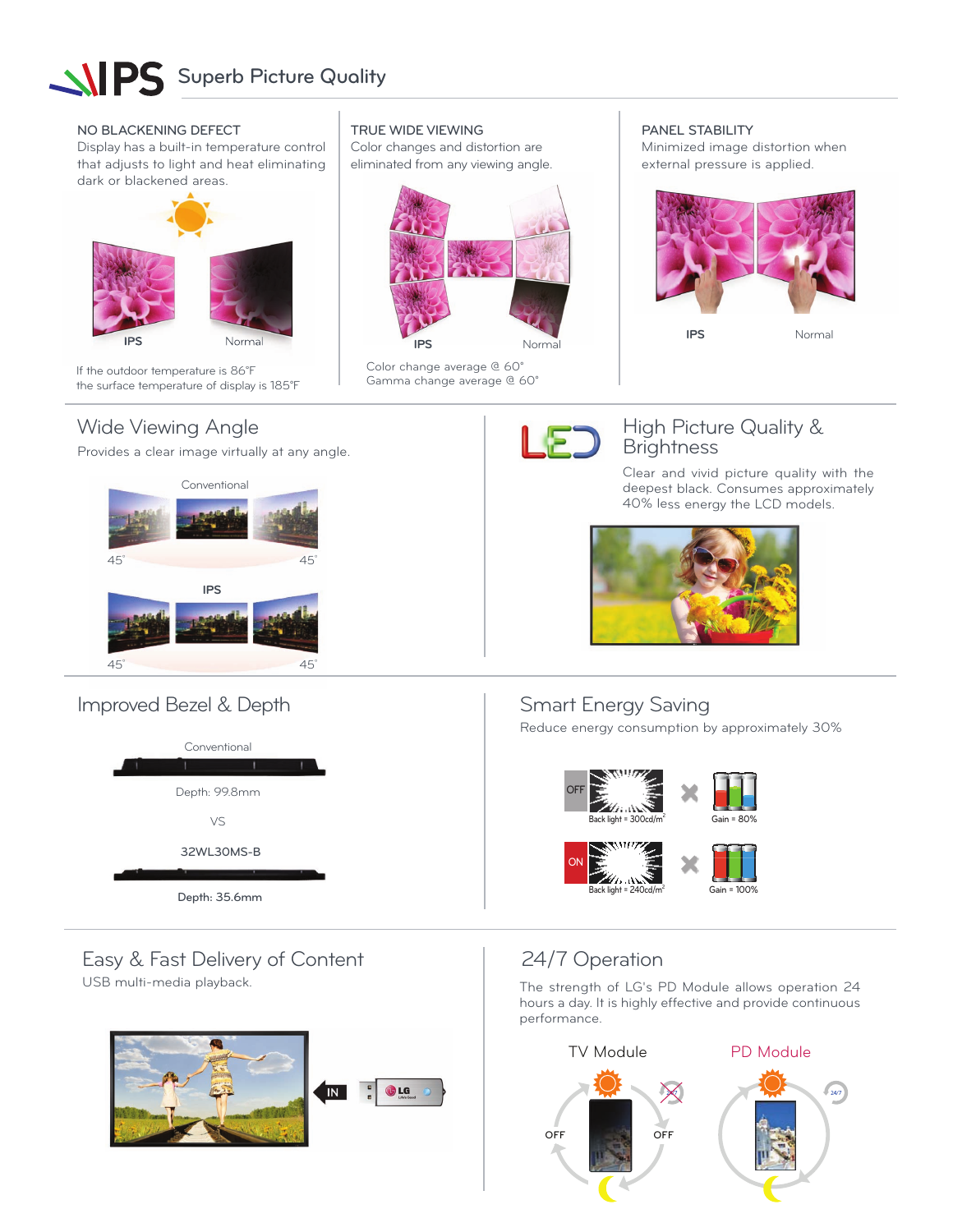# IPS Superb Picture Quality

### NO BLACKENING DEFECT

Display has a built-in temperature control that adjusts to light and heat eliminating dark or blackened areas.

IPS Normal

If the outdoor temperature is 86°F
the surface temperature of display is 185°F

### TRUE WIDE VIEWING

Color changes and distortion are eliminated from any viewing angle.

IPS Normal

Color change average @ 60°
Gamma change average @ 60°

### PANEL STABILITY

Minimized image distortion when external pressure is applied.

IPS Normal

## Wide Viewing Angle

Provides a clear image virtually at any angle.

Conventional

45° 45°

IPS

45° 45°

## High Picture Quality & Brightness

Clear and vivid picture quality with the deepest black. Consumes approximately 40% less energy the LCD models.

## Improved Bezel & Depth

Conventional

Depth: 99.8mm

VS

32WL30MS-B

Depth: 35.6mm

## Smart Energy Saving

Reduce energy consumption by approximately 30%

OFF Back light = 300cd/m² × Gain = 80%

ON Back light = 240cd/m² × Gain = 100%

## Easy & Fast Delivery of Content

USB multi-media playback.

IN

## 24/7 Operation

The strength of LG's PD Module allows operation 24 hours a day. It is highly effective and provide continuous performance.

TV Module — OFF OFF

PD Module — 24/7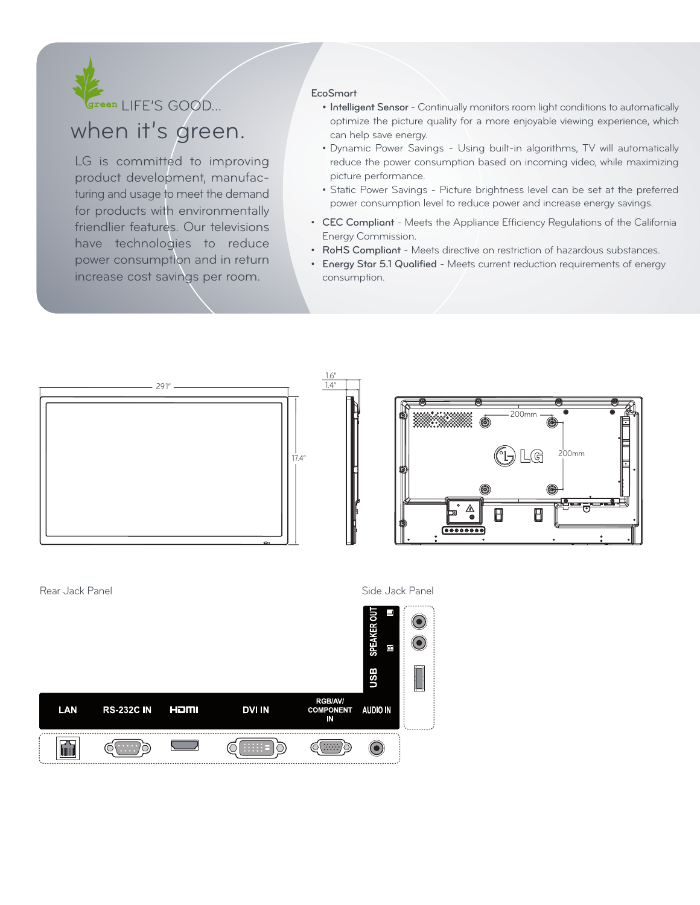green LIFE'S GOOD...

# when it's green.

LG is committed to improving product development, manufacturing and usage to meet the demand for products with environmentally friendlier features. Our televisions have technologies to reduce power consumption and in return increase cost savings per room.

EcoSmart

- **Intelligent Sensor** - Continually monitors room light conditions to automatically optimize the picture quality for a more enjoyable viewing experience, which can help save energy.
- Dynamic Power Savings - Using built-in algorithms, TV will automatically reduce the power consumption based on incoming video, while maximizing picture performance.
- Static Power Savings - Picture brightness level can be set at the preferred power consumption level to reduce power and increase energy savings.

- **CEC Compliant** - Meets the Appliance Efficiency Regulations of the California Energy Commission.
- **RoHS Compliant** - Meets directive on restriction of hazardous substances.
- **Energy Star 5.1 Qualified** - Meets current reduction requirements of energy consumption.

29.1"

17.4"

1.6"

1.4"

200mm

200mm

Rear Jack Panel

LAN | RS-232C IN | HDMI | DVI IN | RGB/AV/COMPONENT IN | AUDIO IN

Side Jack Panel

SPEAKER OUT | USB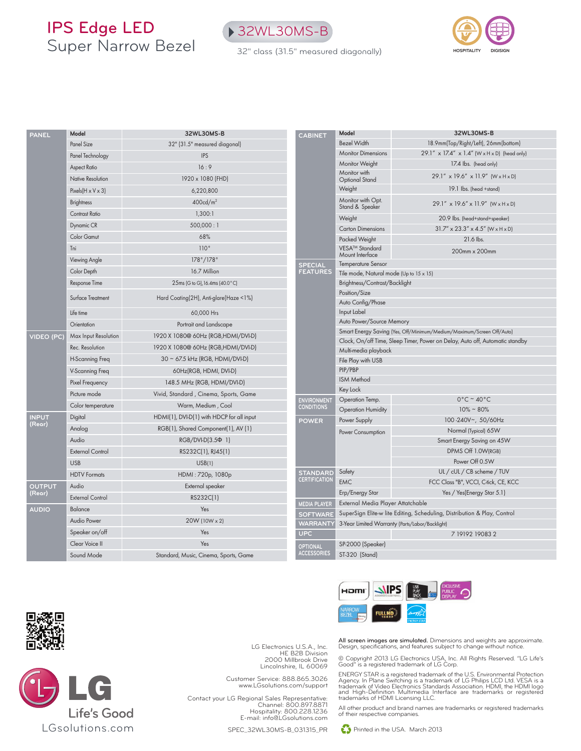# IPS Edge LED
## Super Narrow Bezel

**32WL30MS-B**

32" class (31.5" measured diagonally)

HOSPITALITY DIGISIGN

| | | |
|---|---|---|
| PANEL | Model | 32WL30MS-B |
| | Panel Size | 32" (31.5" measured diagonal) |
| | Panel Technology | IPS |
| | Aspect Ratio | 16 : 9 |
| | Native Resolution | 1920 x 1080 (FHD) |
| | Pixels(H x V x 3) | 6,220,800 |
| | Brightness | 400cd/m² |
| | Contrast Ratio | 1,300:1 |
| | Dynamic CR | 500,000 : 1 |
| | Color Gamut | 68% |
| | Tni | 110° |
| | Viewing Angle | 178°/178° |
| | Color Depth | 16.7 Million |
| | Response Time | 25ms (G to G), 16.4ms (40.0°C) |
| | Surface Treatment | Hard Coating(2H), Anti-glare(Haze <1%) |
| | Life time | 60,000 Hrs |
| | Orientation | Portrait and Landscape |
| VIDEO (PC) | Max Input Resolution | 1920 X 1080@ 60Hz (RGB,HDMI/DVI-D) |
| | Rec. Resolution | 1920 X 1080@ 60Hz (RGB,HDMI/DVI-D) |
| | H-Scanning Freq | 30 ~ 67.5 kHz (RGB, HDMI/DVI-D) |
| | V-Scanning Freq | 60Hz(RGB, HDMI, DVI-D) |
| | Pixel Frequency | 148.5 MHz (RGB, HDMI/DVI-D) |
| | Picture mode | Vivid, Standard , Cinema, Sports, Game |
| | Color temperature | Warm, Medium , Cool |
| INPUT (Rear) | Digital | HDMI(1), DVI-D(1) with HDCP for all input |
| | Analog | RGB(1), Shared Component(1), AV (1) |
| | Audio | RGB/DVI-D(3.5Φ 1) |
| | External Control | RS232C(1), RJ45(1) |
| | USB | USB(1) |
| | HDTV Formats | HDMI : 720p, 1080p |
| OUTPUT (Rear) | Audio | External speaker |
| | External Control | RS232C(1) |
| AUDIO | Balance | Yes |
| | Audio Power | 20W (10W x 2) |
| | Speaker on/off | Yes |
| | Clear Voice II | Yes |
| | Sound Mode | Standard, Music, Cinema, Sports, Game |

| | | |
|---|---|---|
| CABINET | Model | 32WL30MS-B |
| | Bezel Width | 18.9mm(Top/Right/Left), 26mm(bottom) |
| | Monitor Dimensions | 29.1" x 17.4" x 1.4" (W x H x D) (head only) |
| | Monitor Weight | 17.4 lbs. (head only) |
| | Monitor with Optional Stand | 29.1" x 19.6" x 11.9" (W x H x D) |
| | Weight | 19.1 lbs. (head +stand) |
| | Monitor with Opt. Stand & Speaker | 29.1" x 19.6" x 11.9" (W x H x D) |
| | Weight | 20.9 lbs. (head+stand+speaker) |
| | Carton Dimensions | 31.7" x 23.3" x 4.5" (W x H x D) |
| | Packed Weight | 21.6 lbs. |
| | VESA™ Standard Mount Interface | 200mm x 200mm |
| SPECIAL FEATURES | Temperature Sensor | |
| | Tile mode, Natural mode (Up to 15 x 15) | |
| | Brightness/Contrast/Backlight | |
| | Position/Size | |
| | Auto Config/Phase | |
| | Input Label | |
| | Auto Power/Source Memory | |
| | Smart Energy Saving (Yes, Off/Minimum/Medium/Maximum/Screen Off/Auto) | |
| | Clock, On/off Time, Sleep Timer, Power on Delay, Auto off, Automatic standby | |
| | Multi-media playback | |
| | File Play with USB | |
| | PIP/PBP | |
| | ISM Method | |
| | Key Lock | |
| ENVIRONMENT CONDITIONS | Operation Temp. | 0°C ~ 40°C |
| | Operation Humidity | 10% ~ 80% |
| POWER | Power Supply | 100 -240V~, 50/60Hz |
| | Power Consumption | Normal (Typical) 65W |
| | | Smart Energy Saving on 45W |
| | | DPMS Off 1.0W(RGB) |
| | | Power Off 0.5W |
| STANDARD CERTIFICATION | Safety | UL / cUL / CB scheme / TUV |
| | EMC | FCC Class "B", VCCI, C-tick, CE, KCC |
| | Erp/Energy Star | Yes / Yes(Energy Star 5.1) |
| MEDIA PLAYER | External Media Player Attatchable | |
| SOFTWARE | SuperSign Elite-w lite Editing, Scheduling, Distribution & Play, Control | |
| WARRANTY | 3-Year Limited Warranty (Parts/Labor/Backlight) | |
| UPC | | 7 19192 19083 2 |
| OPTIONAL ACCESSORIES | SP-2000 (Speaker) | |
| | ST-320 (Stand) | |

HDMI | IPS | USB PLAY BACK | EXCLUSIVE PUBLIC DISPLAY | NARROW BEZEL | FULL HD 1080p | ENERGY STAR

LG Life's Good
LGsolutions.com

LG Electronics U.S.A., Inc.
HE B2B Division
2000 Millbrook Drive
Lincolnshire, IL 60069

Customer Service: 888.865.3026
www.LGsolutions.com/support

Contact your LG Regional Sales Representative:
Channel: 800.897.8871
Hospitality: 800.228.1236
E-mail: info@LGsolutions.com

SPEC_32WL30MS-B_031315_PR

**All screen images are simulated.** Dimensions and weights are approximate. Design, specifications, and features subject to change without notice.

© Copyright 2013 LG Electronics USA, Inc. All Rights Reserved. "LG Life's Good" is a registered trademark of LG Corp.

ENERGY STAR is a registered trademark of the U.S. Environmental Protection Agency. In Plane Switching is a trademark of LG Philips LCD Ltd. VESA is a trademark of Video Electronics Standards Association. HDMI, the HDMI logo and High-Definition Multimedia Interface are trademarks or registered trademarks of HDMI Licensing LLC.

All other product and brand names are trademarks or registered trademarks of their respective companies.

Printed in the USA. March 2013